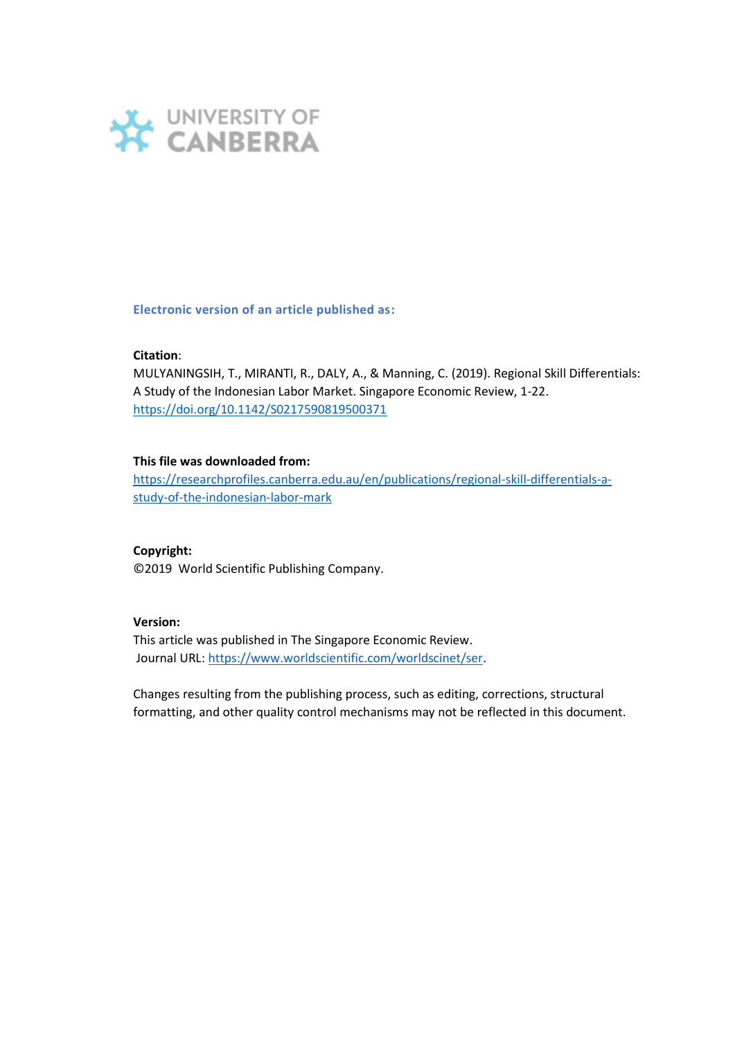UNIVERSITY OF CANBERRA

**Electronic version of an article published as:**

**Citation**:
MULYANINGSIH, T., MIRANTI, R., DALY, A., & Manning, C. (2019). Regional Skill Differentials: A Study of the Indonesian Labor Market. Singapore Economic Review, 1-22. https://doi.org/10.1142/S0217590819500371

**This file was downloaded from:**
https://researchprofiles.canberra.edu.au/en/publications/regional-skill-differentials-a-study-of-the-indonesian-labor-mark

**Copyright:**
©2019 World Scientific Publishing Company.

**Version:**
This article was published in The Singapore Economic Review.
Journal URL: https://www.worldscientific.com/worldscinet/ser.

Changes resulting from the publishing process, such as editing, corrections, structural formatting, and other quality control mechanisms may not be reflected in this document.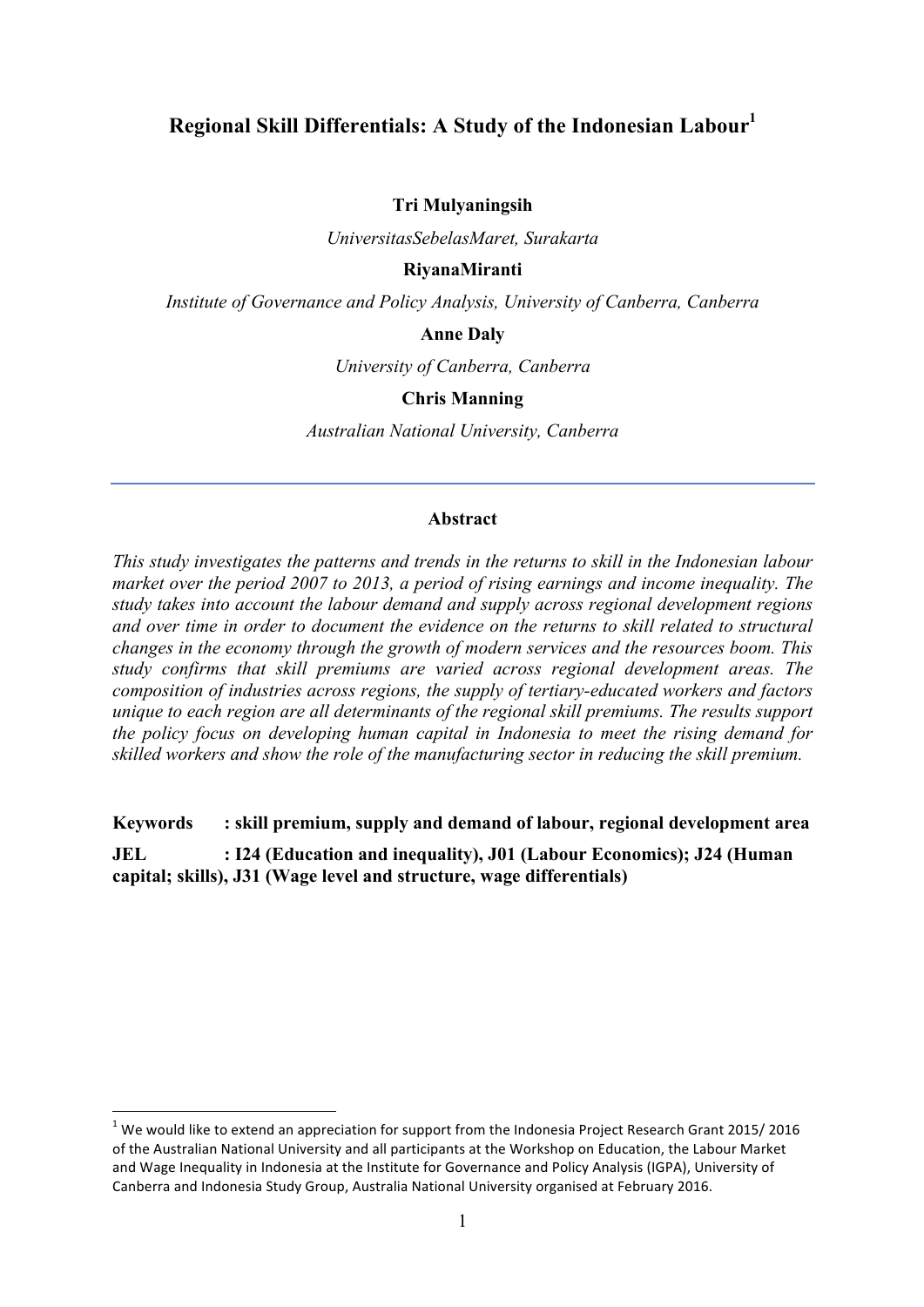# Regional Skill Differentials: A Study of the Indonesian Labour[1]

**Tri Mulyaningsih**

*UniversitasSebelasMaret, Surakarta*

**RiyanaMiranti**

*Institute of Governance and Policy Analysis, University of Canberra, Canberra*

**Anne Daly**

*University of Canberra, Canberra*

**Chris Manning**

*Australian National University, Canberra*

---

## Abstract

*This study investigates the patterns and trends in the returns to skill in the Indonesian labour market over the period 2007 to 2013, a period of rising earnings and income inequality. The study takes into account the labour demand and supply across regional development regions and over time in order to document the evidence on the returns to skill related to structural changes in the economy through the growth of modern services and the resources boom. This study confirms that skill premiums are varied across regional development areas. The composition of industries across regions, the supply of tertiary-educated workers and factors unique to each region are all determinants of the regional skill premiums. The results support the policy focus on developing human capital in Indonesia to meet the rising demand for skilled workers and show the role of the manufacturing sector in reducing the skill premium.*

**Keywords : skill premium, supply and demand of labour, regional development area**

**JEL : I24 (Education and inequality), J01 (Labour Economics); J24 (Human capital; skills), J31 (Wage level and structure, wage differentials)**

---

[1] We would like to extend an appreciation for support from the Indonesia Project Research Grant 2015/ 2016 of the Australian National University and all participants at the Workshop on Education, the Labour Market and Wage Inequality in Indonesia at the Institute for Governance and Policy Analysis (IGPA), University of Canberra and Indonesia Study Group, Australia National University organised at February 2016.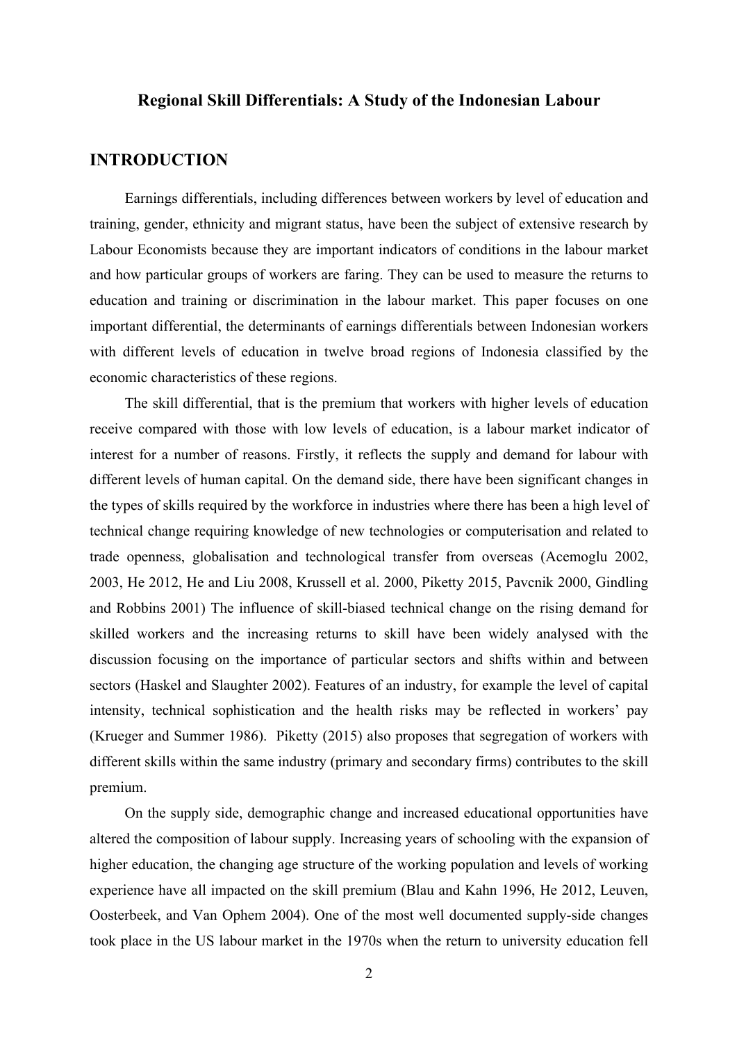# Regional Skill Differentials: A Study of the Indonesian Labour

## INTRODUCTION

Earnings differentials, including differences between workers by level of education and training, gender, ethnicity and migrant status, have been the subject of extensive research by Labour Economists because they are important indicators of conditions in the labour market and how particular groups of workers are faring. They can be used to measure the returns to education and training or discrimination in the labour market. This paper focuses on one important differential, the determinants of earnings differentials between Indonesian workers with different levels of education in twelve broad regions of Indonesia classified by the economic characteristics of these regions.

The skill differential, that is the premium that workers with higher levels of education receive compared with those with low levels of education, is a labour market indicator of interest for a number of reasons. Firstly, it reflects the supply and demand for labour with different levels of human capital. On the demand side, there have been significant changes in the types of skills required by the workforce in industries where there has been a high level of technical change requiring knowledge of new technologies or computerisation and related to trade openness, globalisation and technological transfer from overseas (Acemoglu 2002, 2003, He 2012, He and Liu 2008, Krussell et al. 2000, Piketty 2015, Pavcnik 2000, Gindling and Robbins 2001) The influence of skill-biased technical change on the rising demand for skilled workers and the increasing returns to skill have been widely analysed with the discussion focusing on the importance of particular sectors and shifts within and between sectors (Haskel and Slaughter 2002). Features of an industry, for example the level of capital intensity, technical sophistication and the health risks may be reflected in workers' pay (Krueger and Summer 1986). Piketty (2015) also proposes that segregation of workers with different skills within the same industry (primary and secondary firms) contributes to the skill premium.

On the supply side, demographic change and increased educational opportunities have altered the composition of labour supply. Increasing years of schooling with the expansion of higher education, the changing age structure of the working population and levels of working experience have all impacted on the skill premium (Blau and Kahn 1996, He 2012, Leuven, Oosterbeek, and Van Ophem 2004). One of the most well documented supply-side changes took place in the US labour market in the 1970s when the return to university education fell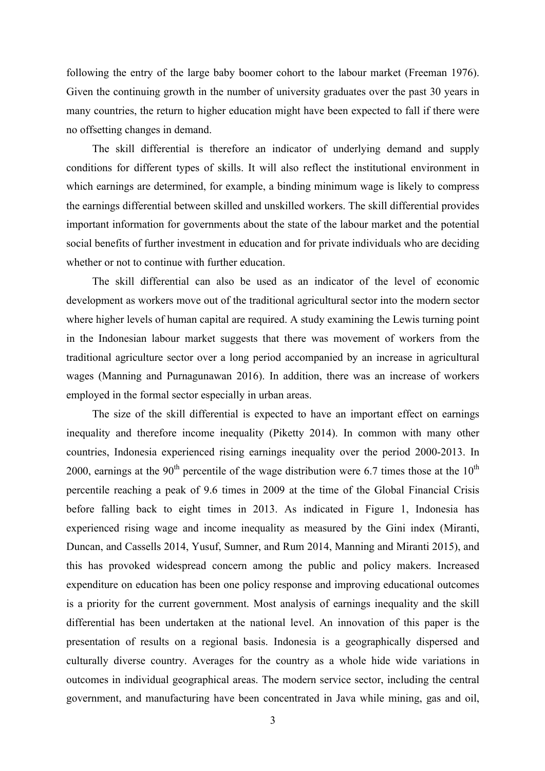following the entry of the large baby boomer cohort to the labour market (Freeman 1976). Given the continuing growth in the number of university graduates over the past 30 years in many countries, the return to higher education might have been expected to fall if there were no offsetting changes in demand.

The skill differential is therefore an indicator of underlying demand and supply conditions for different types of skills. It will also reflect the institutional environment in which earnings are determined, for example, a binding minimum wage is likely to compress the earnings differential between skilled and unskilled workers. The skill differential provides important information for governments about the state of the labour market and the potential social benefits of further investment in education and for private individuals who are deciding whether or not to continue with further education.

The skill differential can also be used as an indicator of the level of economic development as workers move out of the traditional agricultural sector into the modern sector where higher levels of human capital are required. A study examining the Lewis turning point in the Indonesian labour market suggests that there was movement of workers from the traditional agriculture sector over a long period accompanied by an increase in agricultural wages (Manning and Purnagunawan 2016). In addition, there was an increase of workers employed in the formal sector especially in urban areas.

The size of the skill differential is expected to have an important effect on earnings inequality and therefore income inequality (Piketty 2014). In common with many other countries, Indonesia experienced rising earnings inequality over the period 2000-2013. In 2000, earnings at the 90th percentile of the wage distribution were 6.7 times those at the 10th percentile reaching a peak of 9.6 times in 2009 at the time of the Global Financial Crisis before falling back to eight times in 2013. As indicated in Figure 1, Indonesia has experienced rising wage and income inequality as measured by the Gini index (Miranti, Duncan, and Cassells 2014, Yusuf, Sumner, and Rum 2014, Manning and Miranti 2015), and this has provoked widespread concern among the public and policy makers. Increased expenditure on education has been one policy response and improving educational outcomes is a priority for the current government. Most analysis of earnings inequality and the skill differential has been undertaken at the national level. An innovation of this paper is the presentation of results on a regional basis. Indonesia is a geographically dispersed and culturally diverse country. Averages for the country as a whole hide wide variations in outcomes in individual geographical areas. The modern service sector, including the central government, and manufacturing have been concentrated in Java while mining, gas and oil,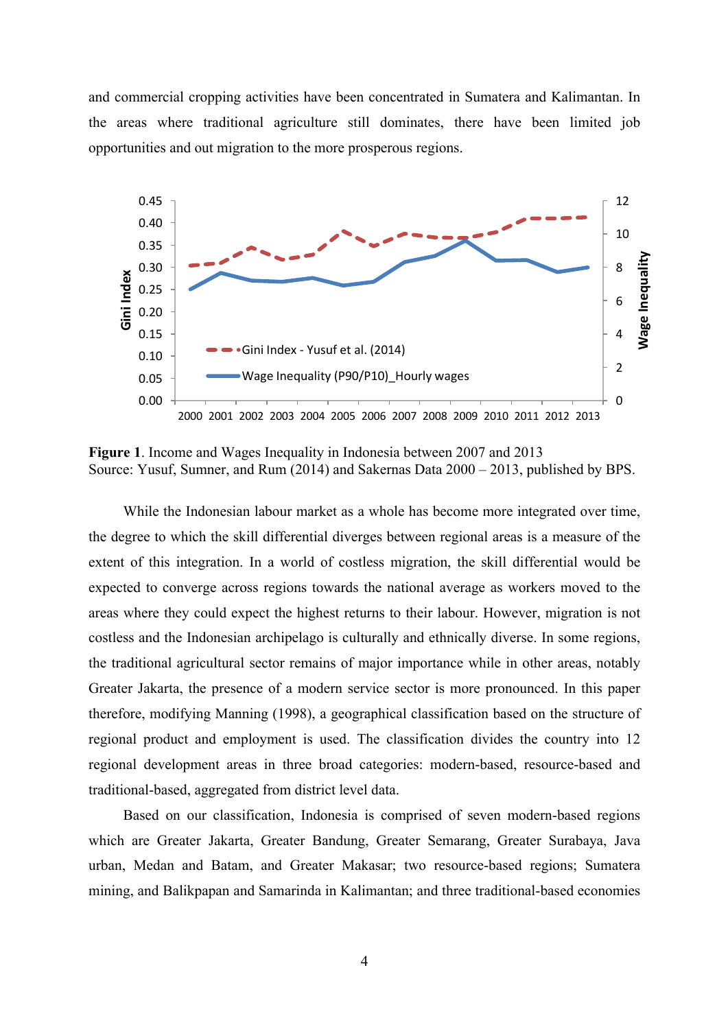and commercial cropping activities have been concentrated in Sumatera and Kalimantan. In the areas where traditional agriculture still dominates, there have been limited job opportunities and out migration to the more prosperous regions.

**Figure 1**. Income and Wages Inequality in Indonesia between 2007 and 2013
Source: Yusuf, Sumner, and Rum (2014) and Sakernas Data 2000 – 2013, published by BPS.

While the Indonesian labour market as a whole has become more integrated over time, the degree to which the skill differential diverges between regional areas is a measure of the extent of this integration. In a world of costless migration, the skill differential would be expected to converge across regions towards the national average as workers moved to the areas where they could expect the highest returns to their labour. However, migration is not costless and the Indonesian archipelago is culturally and ethnically diverse. In some regions, the traditional agricultural sector remains of major importance while in other areas, notably Greater Jakarta, the presence of a modern service sector is more pronounced. In this paper therefore, modifying Manning (1998), a geographical classification based on the structure of regional product and employment is used. The classification divides the country into 12 regional development areas in three broad categories: modern-based, resource-based and traditional-based, aggregated from district level data.

Based on our classification, Indonesia is comprised of seven modern-based regions which are Greater Jakarta, Greater Bandung, Greater Semarang, Greater Surabaya, Java urban, Medan and Batam, and Greater Makasar; two resource-based regions; Sumatera mining, and Balikpapan and Samarinda in Kalimantan; and three traditional-based economies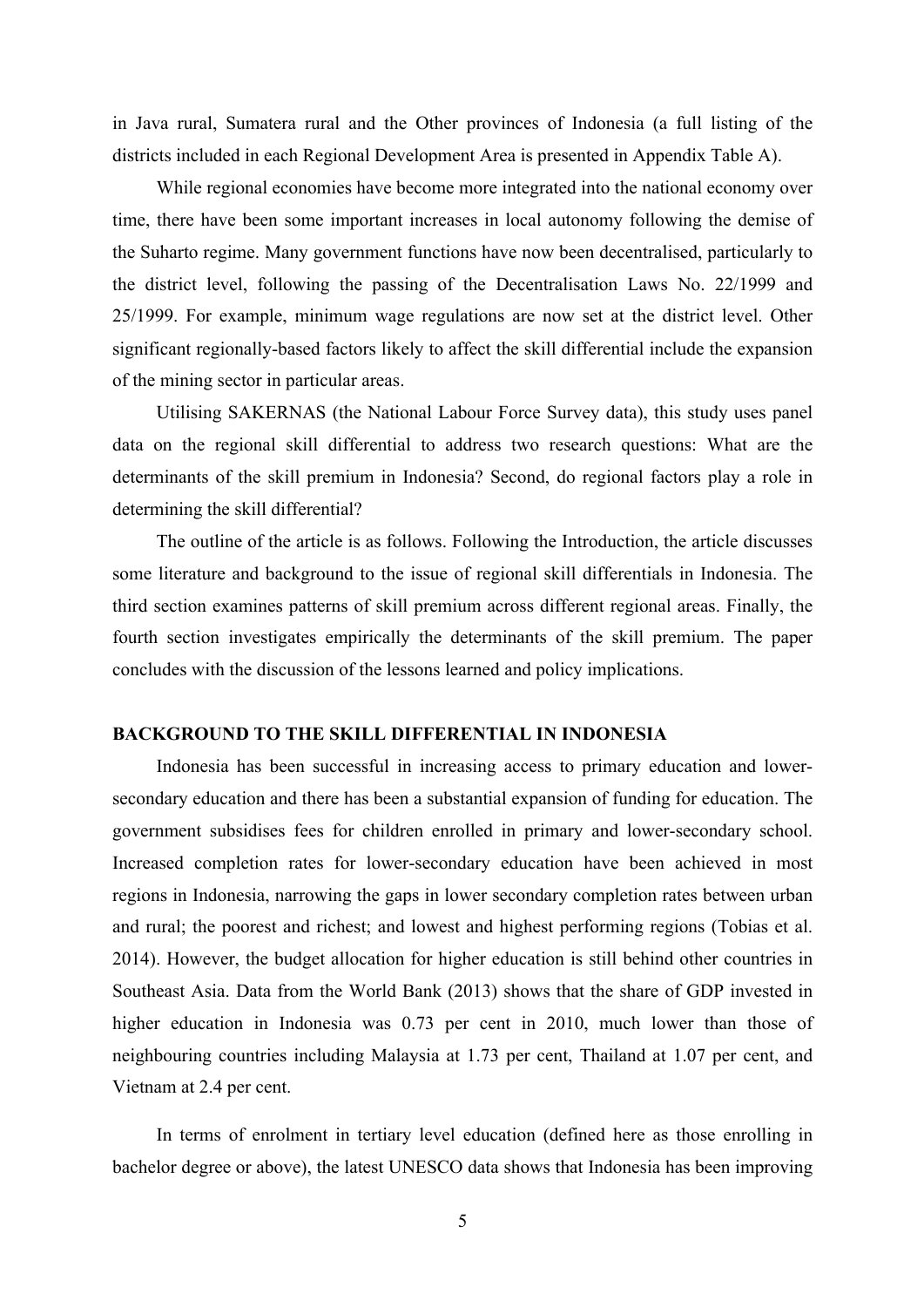in Java rural, Sumatera rural and the Other provinces of Indonesia (a full listing of the districts included in each Regional Development Area is presented in Appendix Table A).

While regional economies have become more integrated into the national economy over time, there have been some important increases in local autonomy following the demise of the Suharto regime. Many government functions have now been decentralised, particularly to the district level, following the passing of the Decentralisation Laws No. 22/1999 and 25/1999. For example, minimum wage regulations are now set at the district level. Other significant regionally-based factors likely to affect the skill differential include the expansion of the mining sector in particular areas.

Utilising SAKERNAS (the National Labour Force Survey data), this study uses panel data on the regional skill differential to address two research questions: What are the determinants of the skill premium in Indonesia? Second, do regional factors play a role in determining the skill differential?

The outline of the article is as follows. Following the Introduction, the article discusses some literature and background to the issue of regional skill differentials in Indonesia. The third section examines patterns of skill premium across different regional areas. Finally, the fourth section investigates empirically the determinants of the skill premium. The paper concludes with the discussion of the lessons learned and policy implications.

## BACKGROUND TO THE SKILL DIFFERENTIAL IN INDONESIA

Indonesia has been successful in increasing access to primary education and lower-secondary education and there has been a substantial expansion of funding for education. The government subsidises fees for children enrolled in primary and lower-secondary school. Increased completion rates for lower-secondary education have been achieved in most regions in Indonesia, narrowing the gaps in lower secondary completion rates between urban and rural; the poorest and richest; and lowest and highest performing regions (Tobias et al. 2014). However, the budget allocation for higher education is still behind other countries in Southeast Asia. Data from the World Bank (2013) shows that the share of GDP invested in higher education in Indonesia was 0.73 per cent in 2010, much lower than those of neighbouring countries including Malaysia at 1.73 per cent, Thailand at 1.07 per cent, and Vietnam at 2.4 per cent.

In terms of enrolment in tertiary level education (defined here as those enrolling in bachelor degree or above), the latest UNESCO data shows that Indonesia has been improving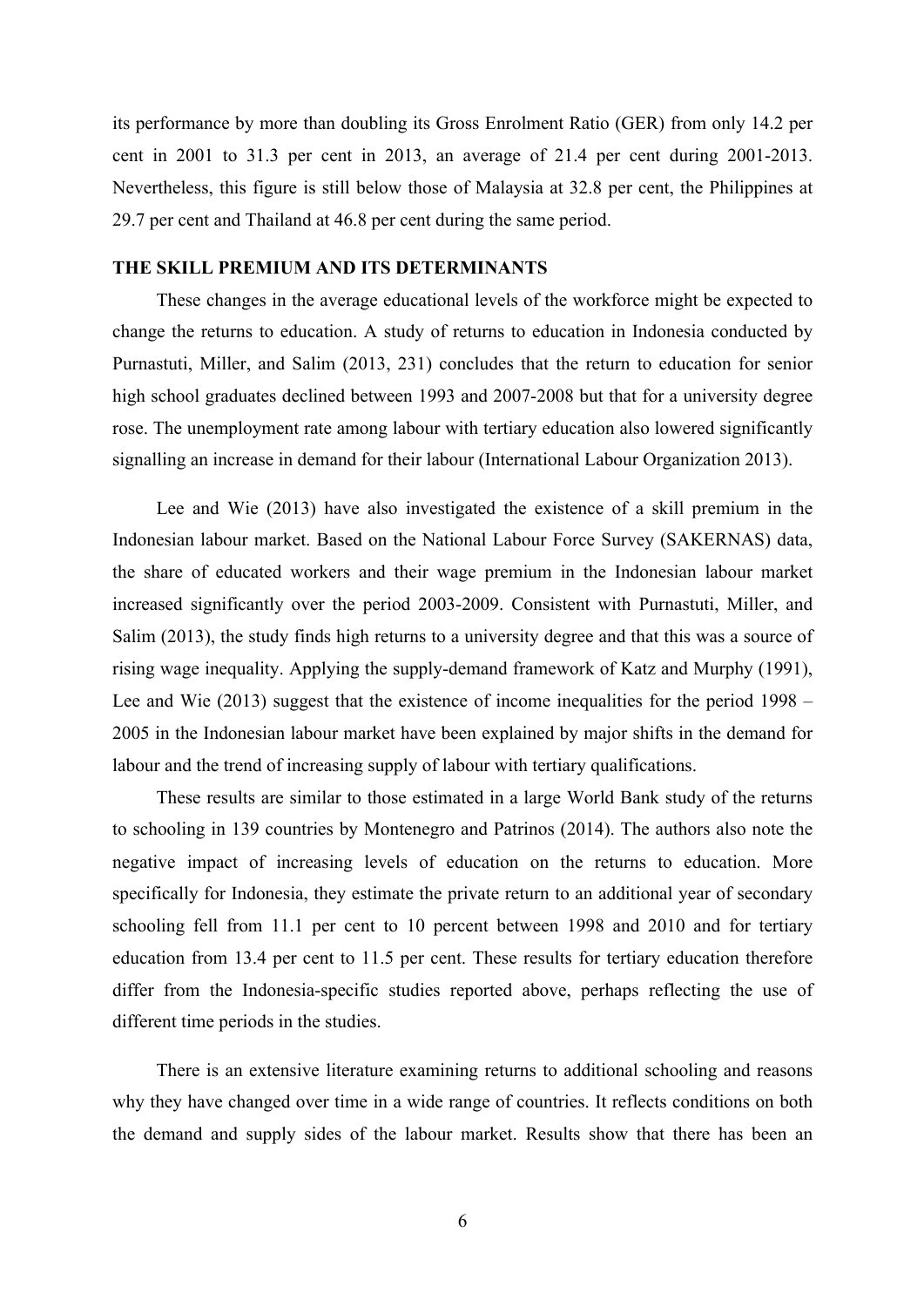its performance by more than doubling its Gross Enrolment Ratio (GER) from only 14.2 per cent in 2001 to 31.3 per cent in 2013, an average of 21.4 per cent during 2001-2013. Nevertheless, this figure is still below those of Malaysia at 32.8 per cent, the Philippines at 29.7 per cent and Thailand at 46.8 per cent during the same period.

## THE SKILL PREMIUM AND ITS DETERMINANTS

These changes in the average educational levels of the workforce might be expected to change the returns to education. A study of returns to education in Indonesia conducted by Purnastuti, Miller, and Salim (2013, 231) concludes that the return to education for senior high school graduates declined between 1993 and 2007-2008 but that for a university degree rose. The unemployment rate among labour with tertiary education also lowered significantly signalling an increase in demand for their labour (International Labour Organization 2013).

Lee and Wie (2013) have also investigated the existence of a skill premium in the Indonesian labour market. Based on the National Labour Force Survey (SAKERNAS) data, the share of educated workers and their wage premium in the Indonesian labour market increased significantly over the period 2003-2009. Consistent with Purnastuti, Miller, and Salim (2013), the study finds high returns to a university degree and that this was a source of rising wage inequality. Applying the supply-demand framework of Katz and Murphy (1991), Lee and Wie (2013) suggest that the existence of income inequalities for the period 1998 – 2005 in the Indonesian labour market have been explained by major shifts in the demand for labour and the trend of increasing supply of labour with tertiary qualifications.

These results are similar to those estimated in a large World Bank study of the returns to schooling in 139 countries by Montenegro and Patrinos (2014). The authors also note the negative impact of increasing levels of education on the returns to education. More specifically for Indonesia, they estimate the private return to an additional year of secondary schooling fell from 11.1 per cent to 10 percent between 1998 and 2010 and for tertiary education from 13.4 per cent to 11.5 per cent. These results for tertiary education therefore differ from the Indonesia-specific studies reported above, perhaps reflecting the use of different time periods in the studies.

There is an extensive literature examining returns to additional schooling and reasons why they have changed over time in a wide range of countries. It reflects conditions on both the demand and supply sides of the labour market. Results show that there has been an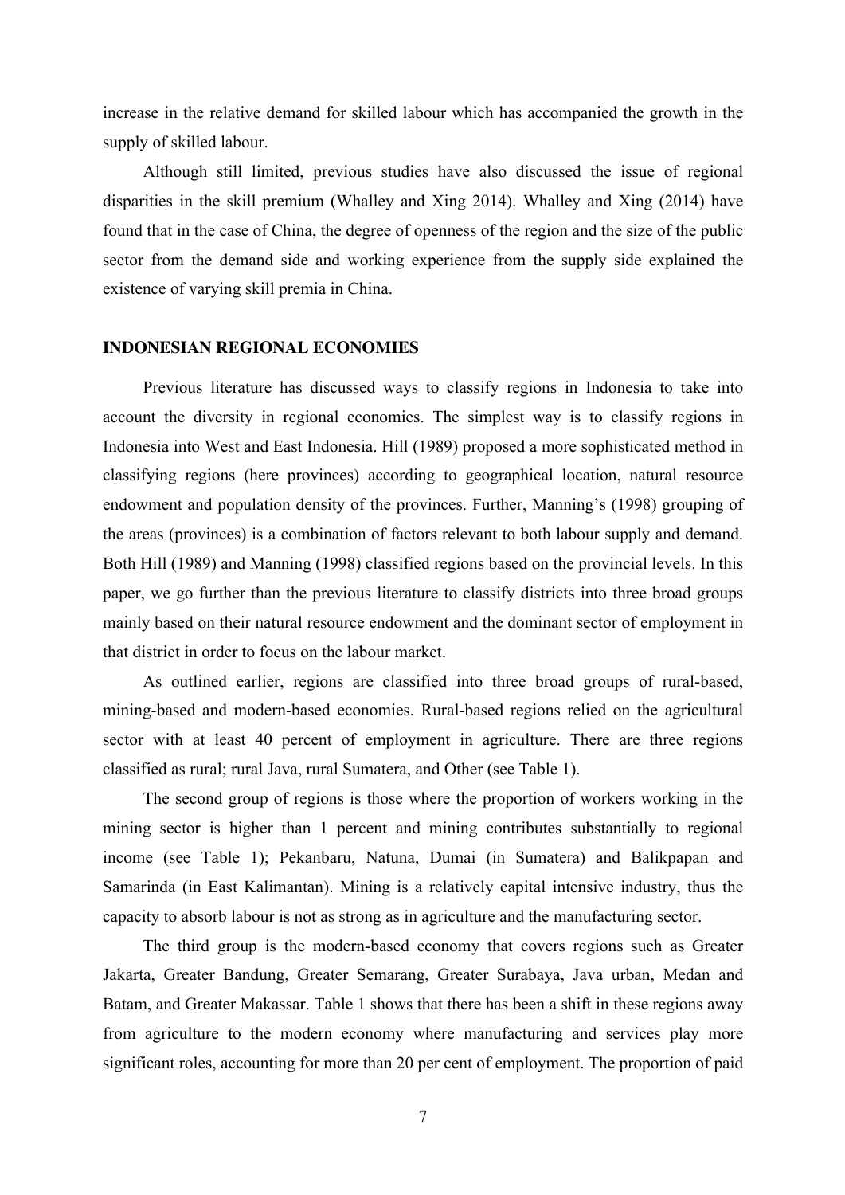increase in the relative demand for skilled labour which has accompanied the growth in the supply of skilled labour.

Although still limited, previous studies have also discussed the issue of regional disparities in the skill premium (Whalley and Xing 2014). Whalley and Xing (2014) have found that in the case of China, the degree of openness of the region and the size of the public sector from the demand side and working experience from the supply side explained the existence of varying skill premia in China.

## INDONESIAN REGIONAL ECONOMIES

Previous literature has discussed ways to classify regions in Indonesia to take into account the diversity in regional economies. The simplest way is to classify regions in Indonesia into West and East Indonesia. Hill (1989) proposed a more sophisticated method in classifying regions (here provinces) according to geographical location, natural resource endowment and population density of the provinces. Further, Manning's (1998) grouping of the areas (provinces) is a combination of factors relevant to both labour supply and demand. Both Hill (1989) and Manning (1998) classified regions based on the provincial levels. In this paper, we go further than the previous literature to classify districts into three broad groups mainly based on their natural resource endowment and the dominant sector of employment in that district in order to focus on the labour market.

As outlined earlier, regions are classified into three broad groups of rural-based, mining-based and modern-based economies. Rural-based regions relied on the agricultural sector with at least 40 percent of employment in agriculture. There are three regions classified as rural; rural Java, rural Sumatera, and Other (see Table 1).

The second group of regions is those where the proportion of workers working in the mining sector is higher than 1 percent and mining contributes substantially to regional income (see Table 1); Pekanbaru, Natuna, Dumai (in Sumatera) and Balikpapan and Samarinda (in East Kalimantan). Mining is a relatively capital intensive industry, thus the capacity to absorb labour is not as strong as in agriculture and the manufacturing sector.

The third group is the modern-based economy that covers regions such as Greater Jakarta, Greater Bandung, Greater Semarang, Greater Surabaya, Java urban, Medan and Batam, and Greater Makassar. Table 1 shows that there has been a shift in these regions away from agriculture to the modern economy where manufacturing and services play more significant roles, accounting for more than 20 per cent of employment. The proportion of paid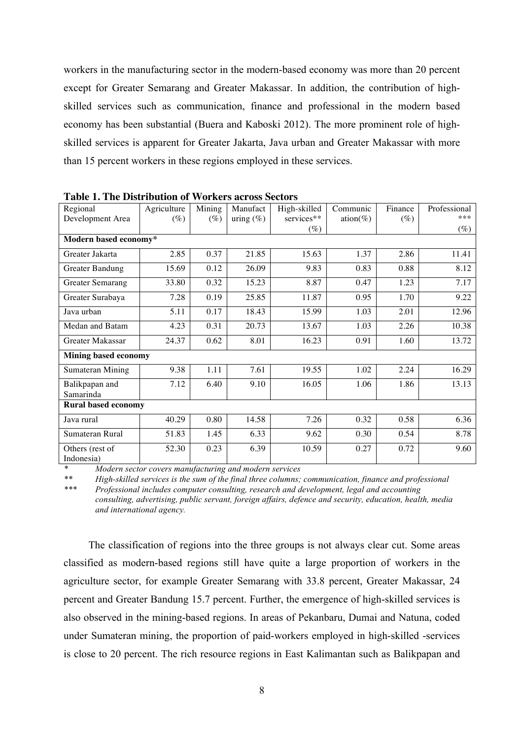workers in the manufacturing sector in the modern-based economy was more than 20 percent except for Greater Semarang and Greater Makassar. In addition, the contribution of high-skilled services such as communication, finance and professional in the modern based economy has been substantial (Buera and Kaboski 2012). The more prominent role of high-skilled services is apparent for Greater Jakarta, Java urban and Greater Makassar with more than 15 percent workers in these regions employed in these services.

**Table 1. The Distribution of Workers across Sectors**

| Regional Development Area | Agriculture (%) | Mining (%) | Manufacturing (%) | High-skilled services** (%) | Communication(%) | Finance (%) | Professional*** (%) |
|---|---|---|---|---|---|---|---|
| **Modern based economy*** | | | | | | | |
| Greater Jakarta | 2.85 | 0.37 | 21.85 | 15.63 | 1.37 | 2.86 | 11.41 |
| Greater Bandung | 15.69 | 0.12 | 26.09 | 9.83 | 0.83 | 0.88 | 8.12 |
| Greater Semarang | 33.80 | 0.32 | 15.23 | 8.87 | 0.47 | 1.23 | 7.17 |
| Greater Surabaya | 7.28 | 0.19 | 25.85 | 11.87 | 0.95 | 1.70 | 9.22 |
| Java urban | 5.11 | 0.17 | 18.43 | 15.99 | 1.03 | 2.01 | 12.96 |
| Medan and Batam | 4.23 | 0.31 | 20.73 | 13.67 | 1.03 | 2.26 | 10.38 |
| Greater Makassar | 24.37 | 0.62 | 8.01 | 16.23 | 0.91 | 1.60 | 13.72 |
| **Mining based economy** | | | | | | | |
| Sumateran Mining | 9.38 | 1.11 | 7.61 | 19.55 | 1.02 | 2.24 | 16.29 |
| Balikpapan and Samarinda | 7.12 | 6.40 | 9.10 | 16.05 | 1.06 | 1.86 | 13.13 |
| **Rural based economy** | | | | | | | |
| Java rural | 40.29 | 0.80 | 14.58 | 7.26 | 0.32 | 0.58 | 6.36 |
| Sumateran Rural | 51.83 | 1.45 | 6.33 | 9.62 | 0.30 | 0.54 | 8.78 |
| Others (rest of Indonesia) | 52.30 | 0.23 | 6.39 | 10.59 | 0.27 | 0.72 | 9.60 |

\* *Modern sector covers manufacturing and modern services*

** *High-skilled services is the sum of the final three columns; communication, finance and professional*

*** *Professional includes computer consulting, research and development, legal and accounting consulting, advertising, public servant, foreign affairs, defence and security, education, health, media and international agency.*

The classification of regions into the three groups is not always clear cut. Some areas classified as modern-based regions still have quite a large proportion of workers in the agriculture sector, for example Greater Semarang with 33.8 percent, Greater Makassar, 24 percent and Greater Bandung 15.7 percent. Further, the emergence of high-skilled services is also observed in the mining-based regions. In areas of Pekanbaru, Dumai and Natuna, coded under Sumateran mining, the proportion of paid-workers employed in high-skilled -services is close to 20 percent. The rich resource regions in East Kalimantan such as Balikpapan and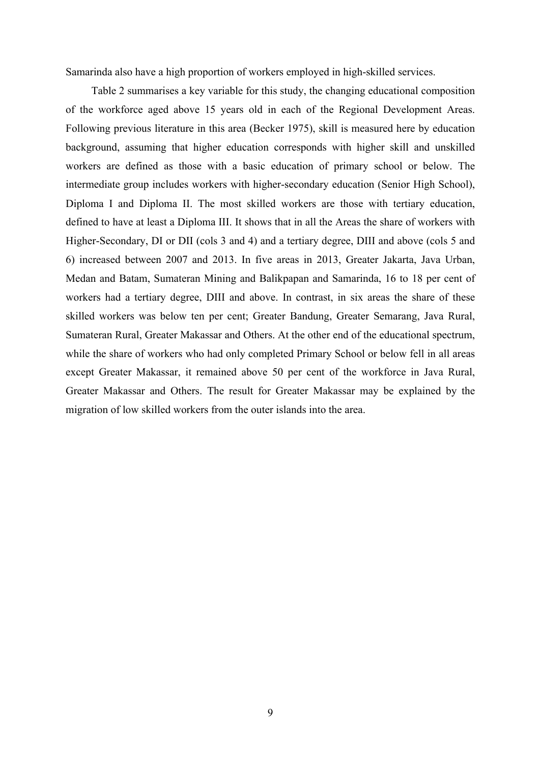Samarinda also have a high proportion of workers employed in high-skilled services.

Table 2 summarises a key variable for this study, the changing educational composition of the workforce aged above 15 years old in each of the Regional Development Areas. Following previous literature in this area (Becker 1975), skill is measured here by education background, assuming that higher education corresponds with higher skill and unskilled workers are defined as those with a basic education of primary school or below. The intermediate group includes workers with higher-secondary education (Senior High School), Diploma I and Diploma II. The most skilled workers are those with tertiary education, defined to have at least a Diploma III. It shows that in all the Areas the share of workers with Higher-Secondary, DI or DII (cols 3 and 4) and a tertiary degree, DIII and above (cols 5 and 6) increased between 2007 and 2013. In five areas in 2013, Greater Jakarta, Java Urban, Medan and Batam, Sumateran Mining and Balikpapan and Samarinda, 16 to 18 per cent of workers had a tertiary degree, DIII and above. In contrast, in six areas the share of these skilled workers was below ten per cent; Greater Bandung, Greater Semarang, Java Rural, Sumateran Rural, Greater Makassar and Others. At the other end of the educational spectrum, while the share of workers who had only completed Primary School or below fell in all areas except Greater Makassar, it remained above 50 per cent of the workforce in Java Rural, Greater Makassar and Others. The result for Greater Makassar may be explained by the migration of low skilled workers from the outer islands into the area.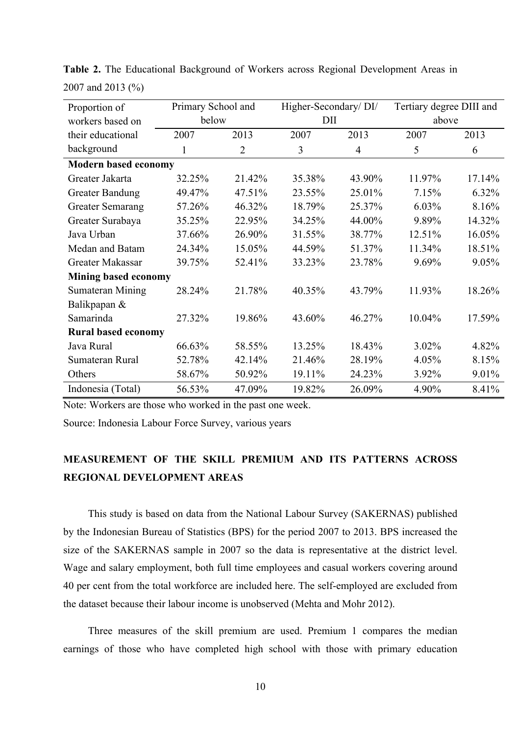**Table 2.** The Educational Background of Workers across Regional Development Areas in 2007 and 2013 (%)

| Proportion of workers based on their educational background | Primary School and below | | Higher-Secondary/ DI/ DII | | Tertiary degree DIII and above | |
|---|---|---|---|---|---|---|
| | 2007 | 2013 | 2007 | 2013 | 2007 | 2013 |
| | 1 | 2 | 3 | 4 | 5 | 6 |
| **Modern based economy** | | | | | | |
| Greater Jakarta | 32.25% | 21.42% | 35.38% | 43.90% | 11.97% | 17.14% |
| Greater Bandung | 49.47% | 47.51% | 23.55% | 25.01% | 7.15% | 6.32% |
| Greater Semarang | 57.26% | 46.32% | 18.79% | 25.37% | 6.03% | 8.16% |
| Greater Surabaya | 35.25% | 22.95% | 34.25% | 44.00% | 9.89% | 14.32% |
| Java Urban | 37.66% | 26.90% | 31.55% | 38.77% | 12.51% | 16.05% |
| Medan and Batam | 24.34% | 15.05% | 44.59% | 51.37% | 11.34% | 18.51% |
| Greater Makassar | 39.75% | 52.41% | 33.23% | 23.78% | 9.69% | 9.05% |
| **Mining based economy** | | | | | | |
| Sumateran Mining | 28.24% | 21.78% | 40.35% | 43.79% | 11.93% | 18.26% |
| Balikpapan & Samarinda | 27.32% | 19.86% | 43.60% | 46.27% | 10.04% | 17.59% |
| **Rural based economy** | | | | | | |
| Java Rural | 66.63% | 58.55% | 13.25% | 18.43% | 3.02% | 4.82% |
| Sumateran Rural | 52.78% | 42.14% | 21.46% | 28.19% | 4.05% | 8.15% |
| Others | 58.67% | 50.92% | 19.11% | 24.23% | 3.92% | 9.01% |
| Indonesia (Total) | 56.53% | 47.09% | 19.82% | 26.09% | 4.90% | 8.41% |

Note: Workers are those who worked in the past one week.

Source: Indonesia Labour Force Survey, various years

## MEASUREMENT OF THE SKILL PREMIUM AND ITS PATTERNS ACROSS REGIONAL DEVELOPMENT AREAS

This study is based on data from the National Labour Survey (SAKERNAS) published by the Indonesian Bureau of Statistics (BPS) for the period 2007 to 2013. BPS increased the size of the SAKERNAS sample in 2007 so the data is representative at the district level. Wage and salary employment, both full time employees and casual workers covering around 40 per cent from the total workforce are included here. The self-employed are excluded from the dataset because their labour income is unobserved (Mehta and Mohr 2012).

Three measures of the skill premium are used. Premium 1 compares the median earnings of those who have completed high school with those with primary education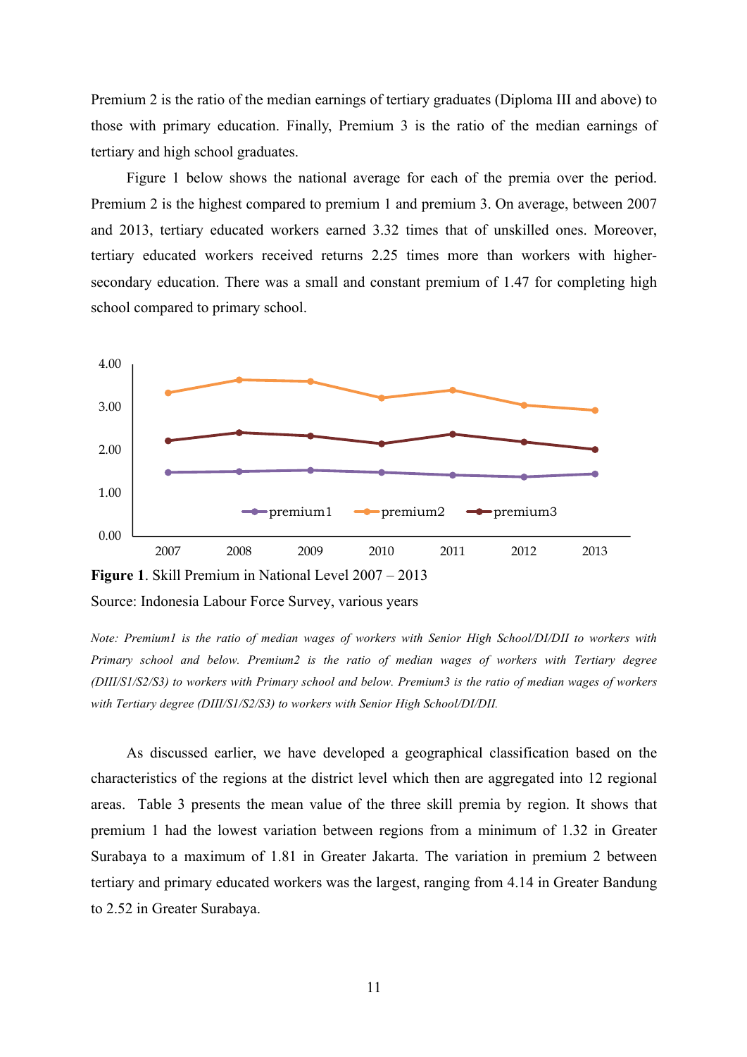Premium 2 is the ratio of the median earnings of tertiary graduates (Diploma III and above) to those with primary education. Finally, Premium 3 is the ratio of the median earnings of tertiary and high school graduates.

Figure 1 below shows the national average for each of the premia over the period. Premium 2 is the highest compared to premium 1 and premium 3. On average, between 2007 and 2013, tertiary educated workers earned 3.32 times that of unskilled ones. Moreover, tertiary educated workers received returns 2.25 times more than workers with higher-secondary education. There was a small and constant premium of 1.47 for completing high school compared to primary school.

**Figure 1**. Skill Premium in National Level 2007 – 2013

Source: Indonesia Labour Force Survey, various years

*Note: Premium1 is the ratio of median wages of workers with Senior High School/DI/DII to workers with Primary school and below. Premium2 is the ratio of median wages of workers with Tertiary degree (DIII/S1/S2/S3) to workers with Primary school and below. Premium3 is the ratio of median wages of workers with Tertiary degree (DIII/S1/S2/S3) to workers with Senior High School/DI/DII.*

As discussed earlier, we have developed a geographical classification based on the characteristics of the regions at the district level which then are aggregated into 12 regional areas. Table 3 presents the mean value of the three skill premia by region. It shows that premium 1 had the lowest variation between regions from a minimum of 1.32 in Greater Surabaya to a maximum of 1.81 in Greater Jakarta. The variation in premium 2 between tertiary and primary educated workers was the largest, ranging from 4.14 in Greater Bandung to 2.52 in Greater Surabaya.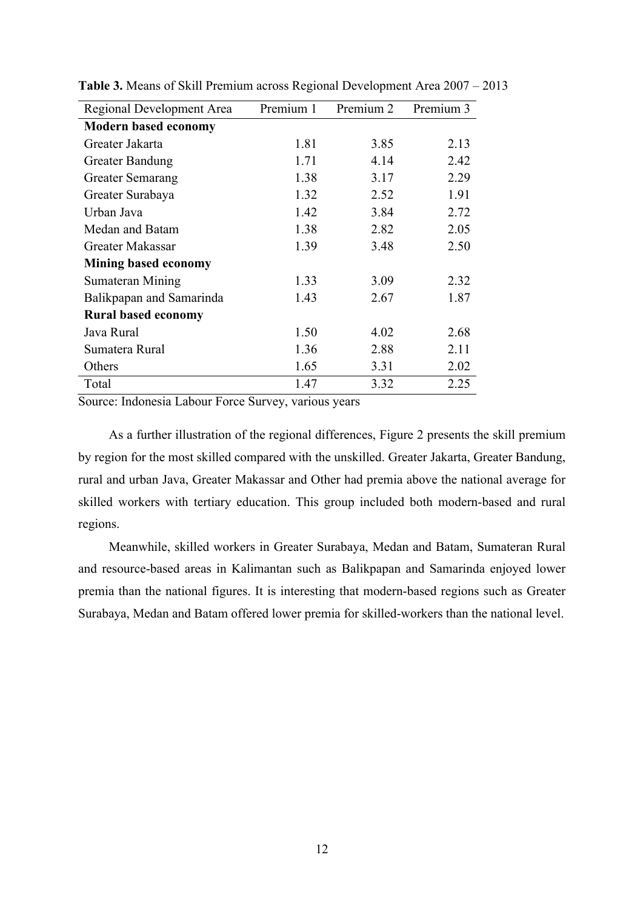**Table 3.** Means of Skill Premium across Regional Development Area 2007 – 2013

| Regional Development Area | Premium 1 | Premium 2 | Premium 3 |
|---|---|---|---|
| **Modern based economy** | | | |
| Greater Jakarta | 1.81 | 3.85 | 2.13 |
| Greater Bandung | 1.71 | 4.14 | 2.42 |
| Greater Semarang | 1.38 | 3.17 | 2.29 |
| Greater Surabaya | 1.32 | 2.52 | 1.91 |
| Urban Java | 1.42 | 3.84 | 2.72 |
| Medan and Batam | 1.38 | 2.82 | 2.05 |
| Greater Makassar | 1.39 | 3.48 | 2.50 |
| **Mining based economy** | | | |
| Sumateran Mining | 1.33 | 3.09 | 2.32 |
| Balikpapan and Samarinda | 1.43 | 2.67 | 1.87 |
| **Rural based economy** | | | |
| Java Rural | 1.50 | 4.02 | 2.68 |
| Sumatera Rural | 1.36 | 2.88 | 2.11 |
| Others | 1.65 | 3.31 | 2.02 |
| Total | 1.47 | 3.32 | 2.25 |

Source: Indonesia Labour Force Survey, various years

As a further illustration of the regional differences, Figure 2 presents the skill premium by region for the most skilled compared with the unskilled. Greater Jakarta, Greater Bandung, rural and urban Java, Greater Makassar and Other had premia above the national average for skilled workers with tertiary education. This group included both modern-based and rural regions.

Meanwhile, skilled workers in Greater Surabaya, Medan and Batam, Sumateran Rural and resource-based areas in Kalimantan such as Balikpapan and Samarinda enjoyed lower premia than the national figures. It is interesting that modern-based regions such as Greater Surabaya, Medan and Batam offered lower premia for skilled-workers than the national level.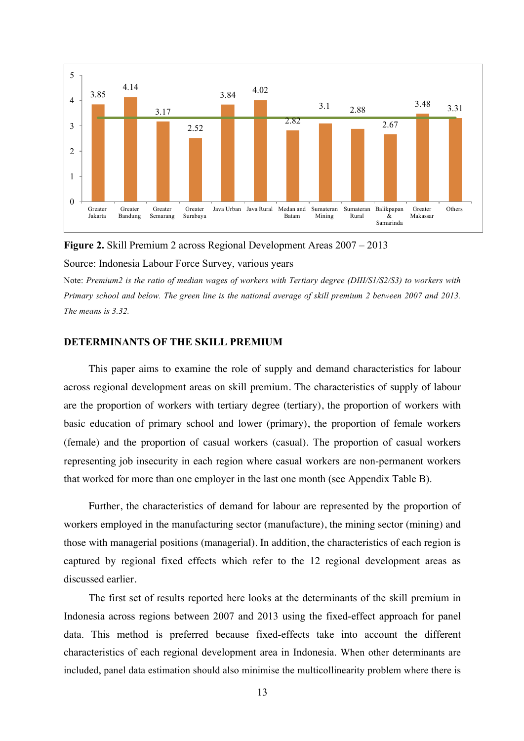| Region | Skill Premium 2 |
|---|---|
| Greater Jakarta | 3.85 |
| Greater Bandung | 4.14 |
| Greater Semarang | 3.17 |
| Greater Surabaya | 2.52 |
| Java Urban | 3.84 |
| Java Rural | 4.02 |
| Medan and Batam | 2.82 |
| Sumateran Mining | 3.1 |
| Sumateran Rural | 2.88 |
| Balikpapan & Samarinda | 2.67 |
| Greater Makassar | 3.48 |
| Others | 3.31 |

**Figure 2.** Skill Premium 2 across Regional Development Areas 2007 – 2013

Source: Indonesia Labour Force Survey, various years

Note: *Premium2 is the ratio of median wages of workers with Tertiary degree (DIII/S1/S2/S3) to workers with Primary school and below. The green line is the national average of skill premium 2 between 2007 and 2013. The means is 3.32.*

## DETERMINANTS OF THE SKILL PREMIUM

This paper aims to examine the role of supply and demand characteristics for labour across regional development areas on skill premium. The characteristics of supply of labour are the proportion of workers with tertiary degree (tertiary), the proportion of workers with basic education of primary school and lower (primary), the proportion of female workers (female) and the proportion of casual workers (casual). The proportion of casual workers representing job insecurity in each region where casual workers are non-permanent workers that worked for more than one employer in the last one month (see Appendix Table B).

Further, the characteristics of demand for labour are represented by the proportion of workers employed in the manufacturing sector (manufacture), the mining sector (mining) and those with managerial positions (managerial). In addition, the characteristics of each region is captured by regional fixed effects which refer to the 12 regional development areas as discussed earlier.

The first set of results reported here looks at the determinants of the skill premium in Indonesia across regions between 2007 and 2013 using the fixed-effect approach for panel data. This method is preferred because fixed-effects take into account the different characteristics of each regional development area in Indonesia. When other determinants are included, panel data estimation should also minimise the multicollinearity problem where there is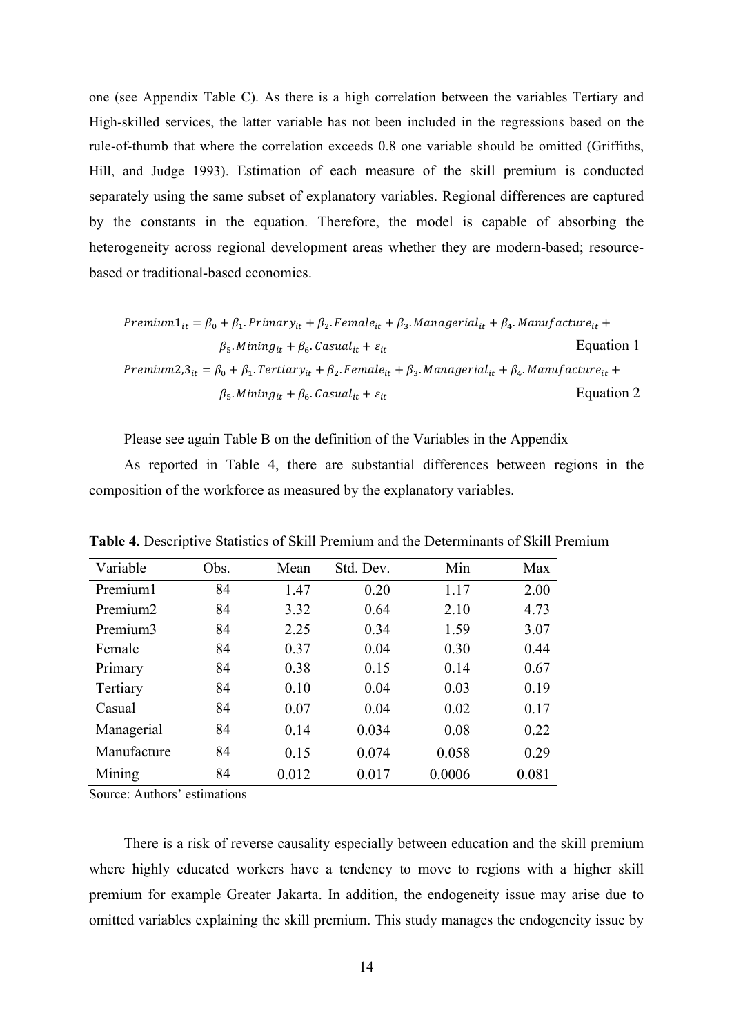one (see Appendix Table C). As there is a high correlation between the variables Tertiary and High-skilled services, the latter variable has not been included in the regressions based on the rule-of-thumb that where the correlation exceeds 0.8 one variable should be omitted (Griffiths, Hill, and Judge 1993). Estimation of each measure of the skill premium is conducted separately using the same subset of explanatory variables. Regional differences are captured by the constants in the equation. Therefore, the model is capable of absorbing the heterogeneity across regional development areas whether they are modern-based; resource-based or traditional-based economies.

$$Premium1_{it} = \beta_0 + \beta_1.Primary_{it} + \beta_2.Female_{it} + \beta_3.Managerial_{it} + \beta_4.Manufacture_{it} + \beta_5.Mining_{it} + \beta_6.Casual_{it} + \varepsilon_{it} \qquad \text{Equation 1}$$

$$Premium2{,}3_{it} = \beta_0 + \beta_1.Tertiary_{it} + \beta_2.Female_{it} + \beta_3.Managerial_{it} + \beta_4.Manufacture_{it} + \beta_5.Mining_{it} + \beta_6.Casual_{it} + \varepsilon_{it} \qquad \text{Equation 2}$$

Please see again Table B on the definition of the Variables in the Appendix

As reported in Table 4, there are substantial differences between regions in the composition of the workforce as measured by the explanatory variables.

**Table 4.** Descriptive Statistics of Skill Premium and the Determinants of Skill Premium

| Variable | Obs. | Mean | Std. Dev. | Min | Max |
|---|---|---|---|---|---|
| Premium1 | 84 | 1.47 | 0.20 | 1.17 | 2.00 |
| Premium2 | 84 | 3.32 | 0.64 | 2.10 | 4.73 |
| Premium3 | 84 | 2.25 | 0.34 | 1.59 | 3.07 |
| Female | 84 | 0.37 | 0.04 | 0.30 | 0.44 |
| Primary | 84 | 0.38 | 0.15 | 0.14 | 0.67 |
| Tertiary | 84 | 0.10 | 0.04 | 0.03 | 0.19 |
| Casual | 84 | 0.07 | 0.04 | 0.02 | 0.17 |
| Managerial | 84 | 0.14 | 0.034 | 0.08 | 0.22 |
| Manufacture | 84 | 0.15 | 0.074 | 0.058 | 0.29 |
| Mining | 84 | 0.012 | 0.017 | 0.0006 | 0.081 |

Source: Authors' estimations

There is a risk of reverse causality especially between education and the skill premium where highly educated workers have a tendency to move to regions with a higher skill premium for example Greater Jakarta. In addition, the endogeneity issue may arise due to omitted variables explaining the skill premium. This study manages the endogeneity issue by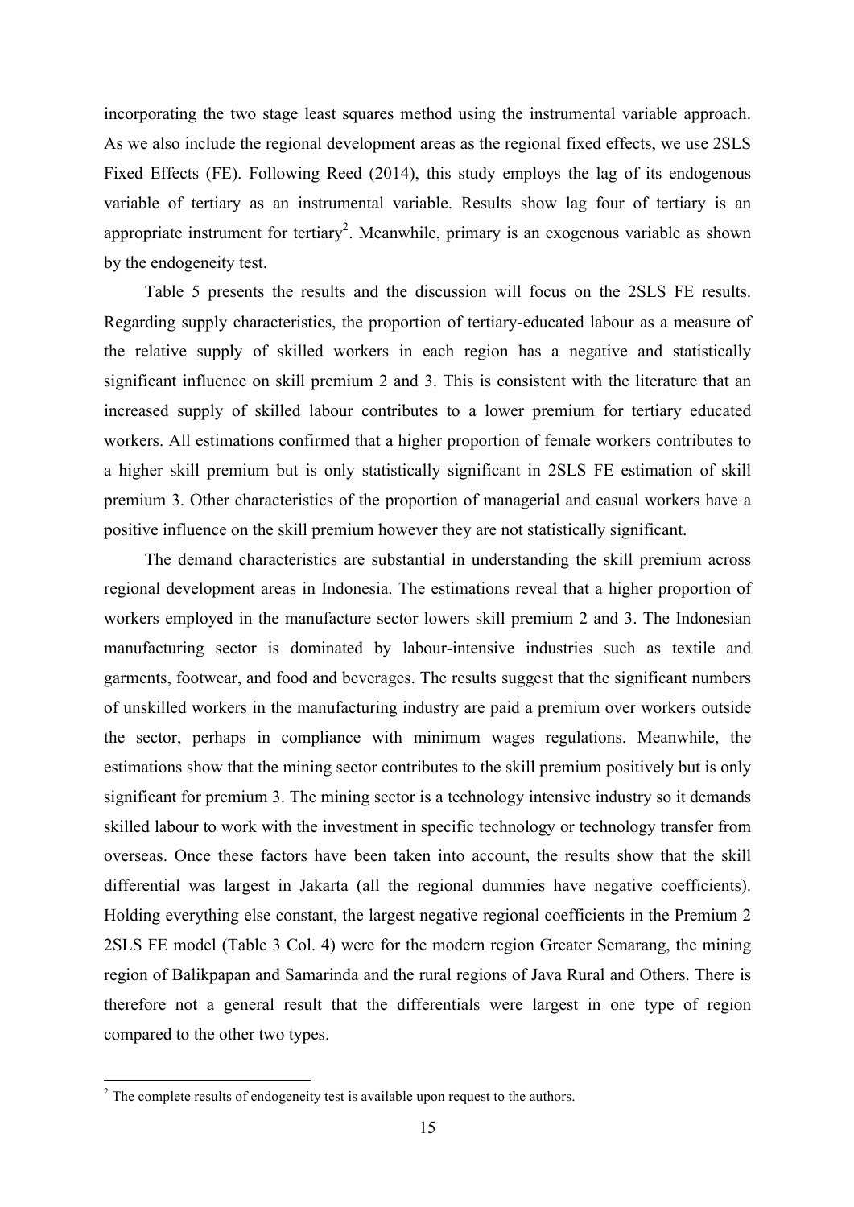incorporating the two stage least squares method using the instrumental variable approach. As we also include the regional development areas as the regional fixed effects, we use 2SLS Fixed Effects (FE). Following Reed (2014), this study employs the lag of its endogenous variable of tertiary as an instrumental variable. Results show lag four of tertiary is an appropriate instrument for tertiary[2]. Meanwhile, primary is an exogenous variable as shown by the endogeneity test.

Table 5 presents the results and the discussion will focus on the 2SLS FE results. Regarding supply characteristics, the proportion of tertiary-educated labour as a measure of the relative supply of skilled workers in each region has a negative and statistically significant influence on skill premium 2 and 3. This is consistent with the literature that an increased supply of skilled labour contributes to a lower premium for tertiary educated workers. All estimations confirmed that a higher proportion of female workers contributes to a higher skill premium but is only statistically significant in 2SLS FE estimation of skill premium 3. Other characteristics of the proportion of managerial and casual workers have a positive influence on the skill premium however they are not statistically significant.

The demand characteristics are substantial in understanding the skill premium across regional development areas in Indonesia. The estimations reveal that a higher proportion of workers employed in the manufacture sector lowers skill premium 2 and 3. The Indonesian manufacturing sector is dominated by labour-intensive industries such as textile and garments, footwear, and food and beverages. The results suggest that the significant numbers of unskilled workers in the manufacturing industry are paid a premium over workers outside the sector, perhaps in compliance with minimum wages regulations. Meanwhile, the estimations show that the mining sector contributes to the skill premium positively but is only significant for premium 3. The mining sector is a technology intensive industry so it demands skilled labour to work with the investment in specific technology or technology transfer from overseas. Once these factors have been taken into account, the results show that the skill differential was largest in Jakarta (all the regional dummies have negative coefficients). Holding everything else constant, the largest negative regional coefficients in the Premium 2 2SLS FE model (Table 3 Col. 4) were for the modern region Greater Semarang, the mining region of Balikpapan and Samarinda and the rural regions of Java Rural and Others. There is therefore not a general result that the differentials were largest in one type of region compared to the other two types.

[2] The complete results of endogeneity test is available upon request to the authors.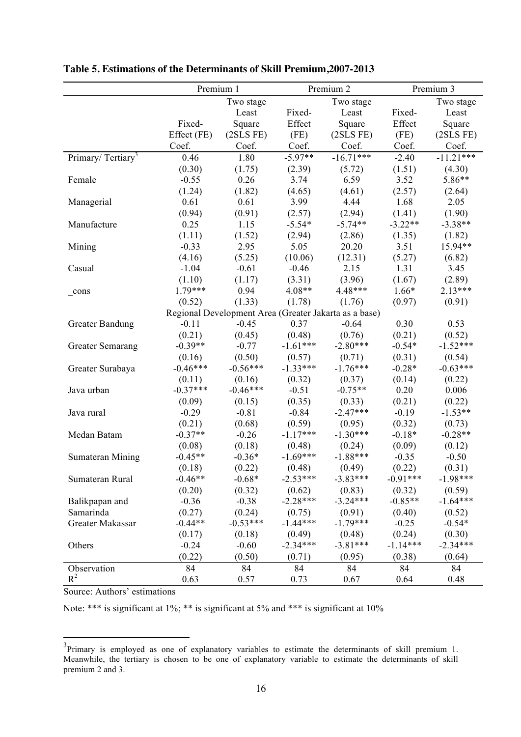**Table 5. Estimations of the Determinants of Skill Premium,2007-2013**

| | Premium 1 | | Premium 2 | | Premium 3 | |
|---|---|---|---|---|---|---|
| | Fixed-Effect (FE) | Two stage Least Square (2SLS FE) | Fixed-Effect (FE) | Two stage Least Square (2SLS FE) | Fixed-Effect (FE) | Two stage Least Square (2SLS FE) |
| | Coef. | Coef. | Coef. | Coef. | Coef. | Coef. |
| Primary/ Tertiary[3] | 0.46 | 1.80 | -5.97** | -16.71*** | -2.40 | -11.21*** |
| | (0.30) | (1.75) | (2.39) | (5.72) | (1.51) | (4.30) |
| Female | -0.55 | 0.26 | 3.74 | 6.59 | 3.52 | 5.86** |
| | (1.24) | (1.82) | (4.65) | (4.61) | (2.57) | (2.64) |
| Managerial | 0.61 | 0.61 | 3.99 | 4.44 | 1.68 | 2.05 |
| | (0.94) | (0.91) | (2.57) | (2.94) | (1.41) | (1.90) |
| Manufacture | 0.25 | 1.15 | -5.54* | -5.74** | -3.22** | -3.38** |
| | (1.11) | (1.52) | (2.94) | (2.86) | (1.35) | (1.82) |
| Mining | -0.33 | 2.95 | 5.05 | 20.20 | 3.51 | 15.94** |
| | (4.16) | (5.25) | (10.06) | (12.31) | (5.27) | (6.82) |
| Casual | -1.04 | -0.61 | -0.46 | 2.15 | 1.31 | 3.45 |
| | (1.10) | (1.17) | (3.31) | (3.96) | (1.67) | (2.89) |
| _cons | 1.79*** | 0.94 | 4.08** | 4.48*** | 1.66* | 2.13*** |
| | (0.52) | (1.33) | (1.78) | (1.76) | (0.97) | (0.91) |
| Regional Development Area (Greater Jakarta as a base) | | | | | | |
| Greater Bandung | -0.11 | -0.45 | 0.37 | -0.64 | 0.30 | 0.53 |
| | (0.21) | (0.45) | (0.48) | (0.76) | (0.21) | (0.52) |
| Greater Semarang | -0.39** | -0.77 | -1.61*** | -2.80*** | -0.54* | -1.52*** |
| | (0.16) | (0.50) | (0.57) | (0.71) | (0.31) | (0.54) |
| Greater Surabaya | -0.46*** | -0.56*** | -1.33*** | -1.76*** | -0.28* | -0.63*** |
| | (0.11) | (0.16) | (0.32) | (0.37) | (0.14) | (0.22) |
| Java urban | -0.37*** | -0.46*** | -0.51 | -0.75** | 0.20 | 0.006 |
| | (0.09) | (0.15) | (0.35) | (0.33) | (0.21) | (0.22) |
| Java rural | -0.29 | -0.81 | -0.84 | -2.47*** | -0.19 | -1.53** |
| | (0.21) | (0.68) | (0.59) | (0.95) | (0.32) | (0.73) |
| Medan Batam | -0.37** | -0.26 | -1.17*** | -1.30*** | -0.18* | -0.28** |
| | (0.08) | (0.18) | (0.48) | (0.24) | (0.09) | (0.12) |
| Sumateran Mining | -0.45** | -0.36* | -1.69*** | -1.88*** | -0.35 | -0.50 |
| | (0.18) | (0.22) | (0.48) | (0.49) | (0.22) | (0.31) |
| Sumateran Rural | -0.46** | -0.68* | -2.53*** | -3.83*** | -0.91*** | -1.98*** |
| | (0.20) | (0.32) | (0.62) | (0.83) | (0.32) | (0.59) |
| Balikpapan and Samarinda | -0.36 | -0.38 | -2.28*** | -3.24*** | -0.85** | -1.64*** |
| | (0.27) | (0.24) | (0.75) | (0.91) | (0.40) | (0.52) |
| Greater Makassar | -0.44** | -0.53*** | -1.44*** | -1.79*** | -0.25 | -0.54* |
| | (0.17) | (0.18) | (0.49) | (0.48) | (0.24) | (0.30) |
| Others | -0.24 | -0.60 | -2.34*** | -3.81*** | -1.14*** | -2.34*** |
| | (0.22) | (0.50) | (0.71) | (0.95) | (0.38) | (0.64) |
| Observation | 84 | 84 | 84 | 84 | 84 | 84 |
| $R^2$ | 0.63 | 0.57 | 0.73 | 0.67 | 0.64 | 0.48 |

Source: Authors' estimations

Note: *** is significant at 1%; ** is significant at 5% and *** is significant at 10%

[3]Primary is employed as one of explanatory variables to estimate the determinants of skill premium 1. Meanwhile, the tertiary is chosen to be one of explanatory variable to estimate the determinants of skill premium 2 and 3.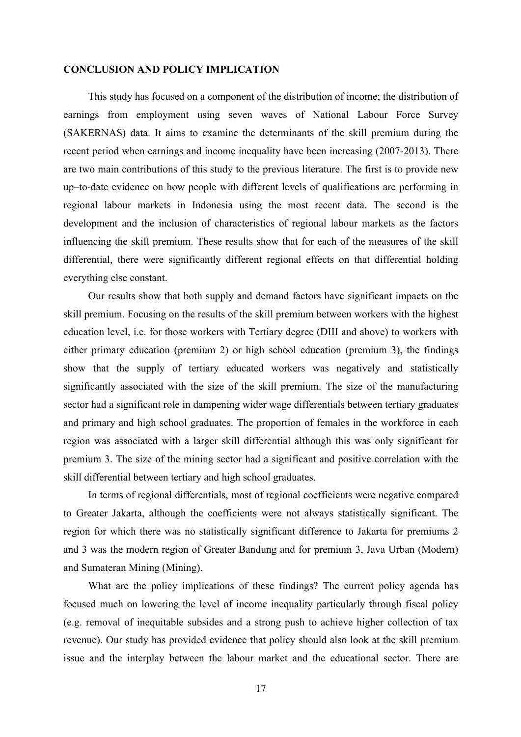## CONCLUSION AND POLICY IMPLICATION

This study has focused on a component of the distribution of income; the distribution of earnings from employment using seven waves of National Labour Force Survey (SAKERNAS) data. It aims to examine the determinants of the skill premium during the recent period when earnings and income inequality have been increasing (2007-2013). There are two main contributions of this study to the previous literature. The first is to provide new up–to-date evidence on how people with different levels of qualifications are performing in regional labour markets in Indonesia using the most recent data. The second is the development and the inclusion of characteristics of regional labour markets as the factors influencing the skill premium. These results show that for each of the measures of the skill differential, there were significantly different regional effects on that differential holding everything else constant.

Our results show that both supply and demand factors have significant impacts on the skill premium. Focusing on the results of the skill premium between workers with the highest education level, i.e. for those workers with Tertiary degree (DIII and above) to workers with either primary education (premium 2) or high school education (premium 3), the findings show that the supply of tertiary educated workers was negatively and statistically significantly associated with the size of the skill premium. The size of the manufacturing sector had a significant role in dampening wider wage differentials between tertiary graduates and primary and high school graduates. The proportion of females in the workforce in each region was associated with a larger skill differential although this was only significant for premium 3. The size of the mining sector had a significant and positive correlation with the skill differential between tertiary and high school graduates.

In terms of regional differentials, most of regional coefficients were negative compared to Greater Jakarta, although the coefficients were not always statistically significant. The region for which there was no statistically significant difference to Jakarta for premiums 2 and 3 was the modern region of Greater Bandung and for premium 3, Java Urban (Modern) and Sumateran Mining (Mining).

What are the policy implications of these findings? The current policy agenda has focused much on lowering the level of income inequality particularly through fiscal policy (e.g. removal of inequitable subsides and a strong push to achieve higher collection of tax revenue). Our study has provided evidence that policy should also look at the skill premium issue and the interplay between the labour market and the educational sector. There are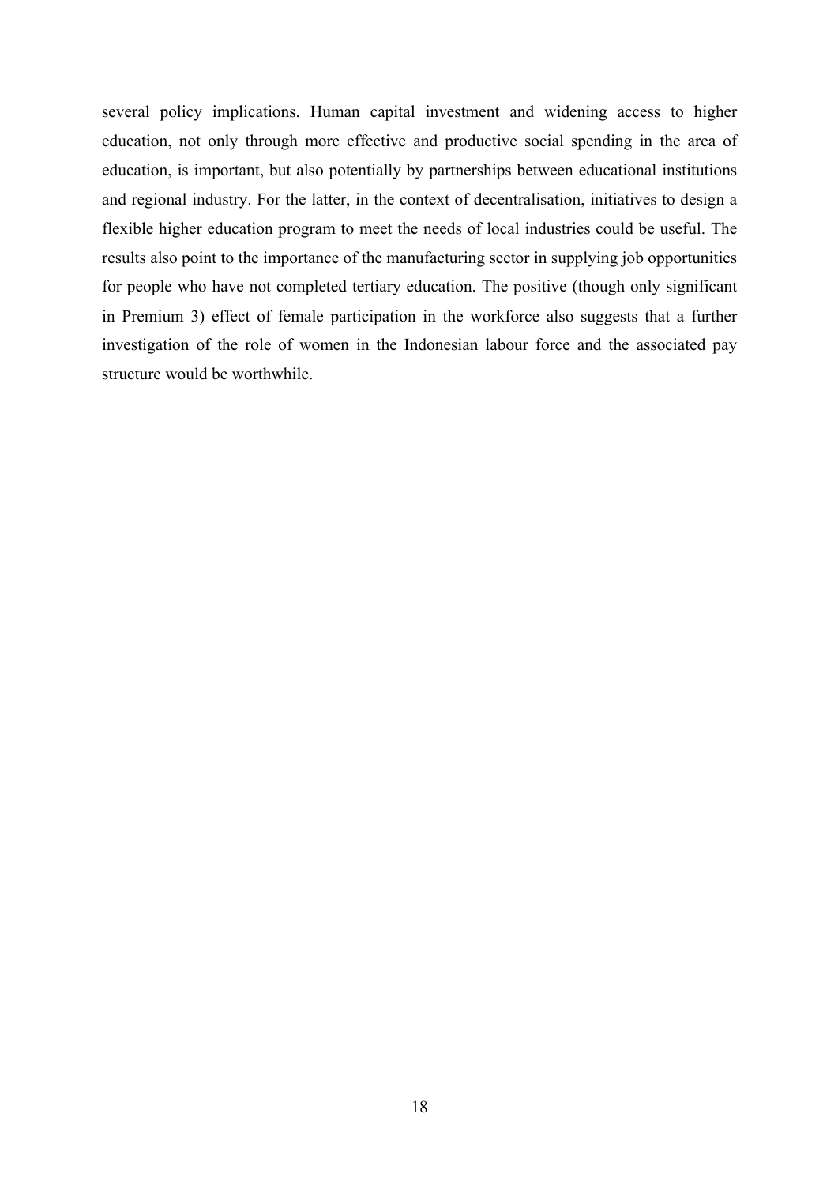several policy implications. Human capital investment and widening access to higher education, not only through more effective and productive social spending in the area of education, is important, but also potentially by partnerships between educational institutions and regional industry. For the latter, in the context of decentralisation, initiatives to design a flexible higher education program to meet the needs of local industries could be useful. The results also point to the importance of the manufacturing sector in supplying job opportunities for people who have not completed tertiary education. The positive (though only significant in Premium 3) effect of female participation in the workforce also suggests that a further investigation of the role of women in the Indonesian labour force and the associated pay structure would be worthwhile.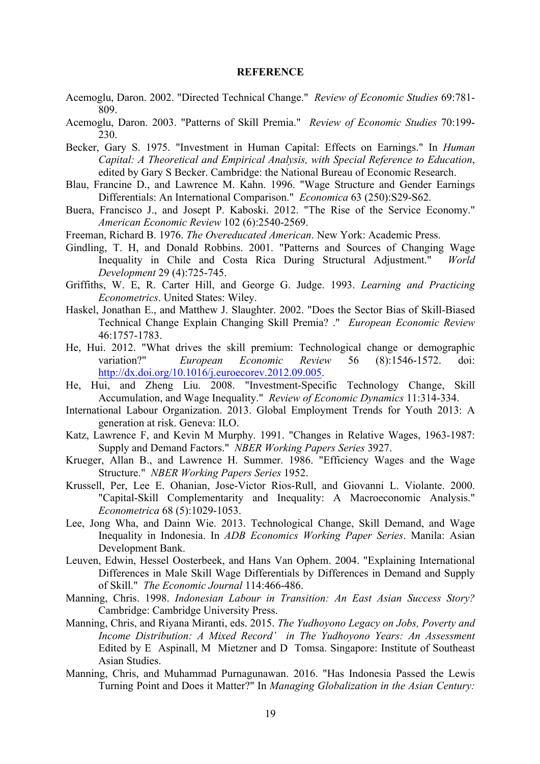**REFERENCE**

Acemoglu, Daron. 2002. "Directed Technical Change." *Review of Economic Studies* 69:781-809.

Acemoglu, Daron. 2003. "Patterns of Skill Premia." *Review of Economic Studies* 70:199-230.

Becker, Gary S. 1975. "Investment in Human Capital: Effects on Earnings." In *Human Capital: A Theoretical and Empirical Analysis, with Special Reference to Education*, edited by Gary S Becker. Cambridge: the National Bureau of Economic Research.

Blau, Francine D., and Lawrence M. Kahn. 1996. "Wage Structure and Gender Earnings Differentials: An International Comparison." *Economica* 63 (250):S29-S62.

Buera, Francisco J., and Josept P. Kaboski. 2012. "The Rise of the Service Economy." *American Economic Review* 102 (6):2540-2569.

Freeman, Richard B. 1976. *The Overeducated American*. New York: Academic Press.

Gindling, T. H, and Donald Robbins. 2001. "Patterns and Sources of Changing Wage Inequality in Chile and Costa Rica During Structural Adjustment." *World Development* 29 (4):725-745.

Griffiths, W. E, R. Carter Hill, and George G. Judge. 1993. *Learning and Practicing Econometrics*. United States: Wiley.

Haskel, Jonathan E., and Matthew J. Slaughter. 2002. "Does the Sector Bias of Skill-Biased Technical Change Explain Changing Skill Premia? ." *European Economic Review* 46:1757-1783.

He, Hui. 2012. "What drives the skill premium: Technological change or demographic variation?" *European Economic Review* 56 (8):1546-1572. doi: http://dx.doi.org/10.1016/j.euroecorev.2012.09.005.

He, Hui, and Zheng Liu. 2008. "Investment-Specific Technology Change, Skill Accumulation, and Wage Inequality." *Review of Economic Dynamics* 11:314-334.

International Labour Organization. 2013. Global Employment Trends for Youth 2013: A generation at risk. Geneva: ILO.

Katz, Lawrence F, and Kevin M Murphy. 1991. "Changes in Relative Wages, 1963-1987: Supply and Demand Factors." *NBER Working Papers Series* 3927.

Krueger, Allan B., and Lawrence H. Summer. 1986. "Efficiency Wages and the Wage Structure." *NBER Working Papers Series* 1952.

Krussell, Per, Lee E. Ohanian, Jose-Victor Rios-Rull, and Giovanni L. Violante. 2000. "Capital-Skill Complementarity and Inequality: A Macroeconomic Analysis." *Econometrica* 68 (5):1029-1053.

Lee, Jong Wha, and Dainn Wie. 2013. Technological Change, Skill Demand, and Wage Inequality in Indonesia. In *ADB Economics Working Paper Series*. Manila: Asian Development Bank.

Leuven, Edwin, Hessel Oosterbeek, and Hans Van Ophem. 2004. "Explaining International Differences in Male Skill Wage Differentials by Differences in Demand and Supply of Skill." *The Economic Journal* 114:466-486.

Manning, Chris. 1998. *Indonesian Labour in Transition: An East Asian Success Story?* Cambridge: Cambridge University Press.

Manning, Chris, and Riyana Miranti, eds. 2015. *The Yudhoyono Legacy on Jobs, Poverty and Income Distribution: A Mixed Record'  in The Yudhoyono Years: An Assessment* Edited by E  Aspinall, M  Mietzner and D  Tomsa. Singapore: Institute of Southeast Asian Studies.

Manning, Chris, and Muhammad Purnagunawan. 2016. "Has Indonesia Passed the Lewis Turning Point and Does it Matter?" In *Managing Globalization in the Asian Century:*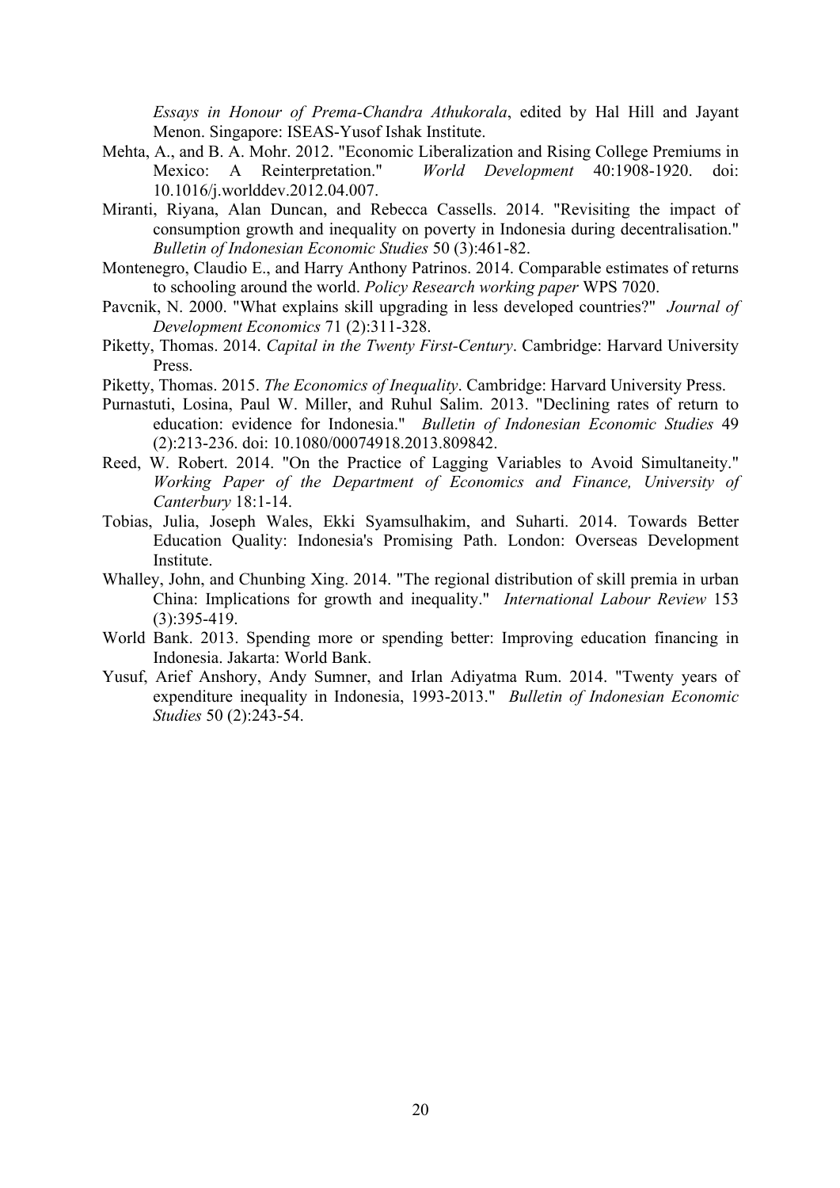*Essays in Honour of Prema-Chandra Athukorala*, edited by Hal Hill and Jayant Menon. Singapore: ISEAS-Yusof Ishak Institute.

Mehta, A., and B. A. Mohr. 2012. "Economic Liberalization and Rising College Premiums in Mexico: A Reinterpretation." *World Development* 40:1908-1920. doi: 10.1016/j.worlddev.2012.04.007.

Miranti, Riyana, Alan Duncan, and Rebecca Cassells. 2014. "Revisiting the impact of consumption growth and inequality on poverty in Indonesia during decentralisation." *Bulletin of Indonesian Economic Studies* 50 (3):461-82.

Montenegro, Claudio E., and Harry Anthony Patrinos. 2014. Comparable estimates of returns to schooling around the world. *Policy Research working paper* WPS 7020.

Pavcnik, N. 2000. "What explains skill upgrading in less developed countries?" *Journal of Development Economics* 71 (2):311-328.

Piketty, Thomas. 2014. *Capital in the Twenty First-Century*. Cambridge: Harvard University Press.

Piketty, Thomas. 2015. *The Economics of Inequality*. Cambridge: Harvard University Press.

Purnastuti, Losina, Paul W. Miller, and Ruhul Salim. 2013. "Declining rates of return to education: evidence for Indonesia." *Bulletin of Indonesian Economic Studies* 49 (2):213-236. doi: 10.1080/00074918.2013.809842.

Reed, W. Robert. 2014. "On the Practice of Lagging Variables to Avoid Simultaneity." *Working Paper of the Department of Economics and Finance, University of Canterbury* 18:1-14.

Tobias, Julia, Joseph Wales, Ekki Syamsulhakim, and Suharti. 2014. Towards Better Education Quality: Indonesia's Promising Path. London: Overseas Development Institute.

Whalley, John, and Chunbing Xing. 2014. "The regional distribution of skill premia in urban China: Implications for growth and inequality." *International Labour Review* 153 (3):395-419.

World Bank. 2013. Spending more or spending better: Improving education financing in Indonesia. Jakarta: World Bank.

Yusuf, Arief Anshory, Andy Sumner, and Irlan Adiyatma Rum. 2014. "Twenty years of expenditure inequality in Indonesia, 1993-2013." *Bulletin of Indonesian Economic Studies* 50 (2):243-54.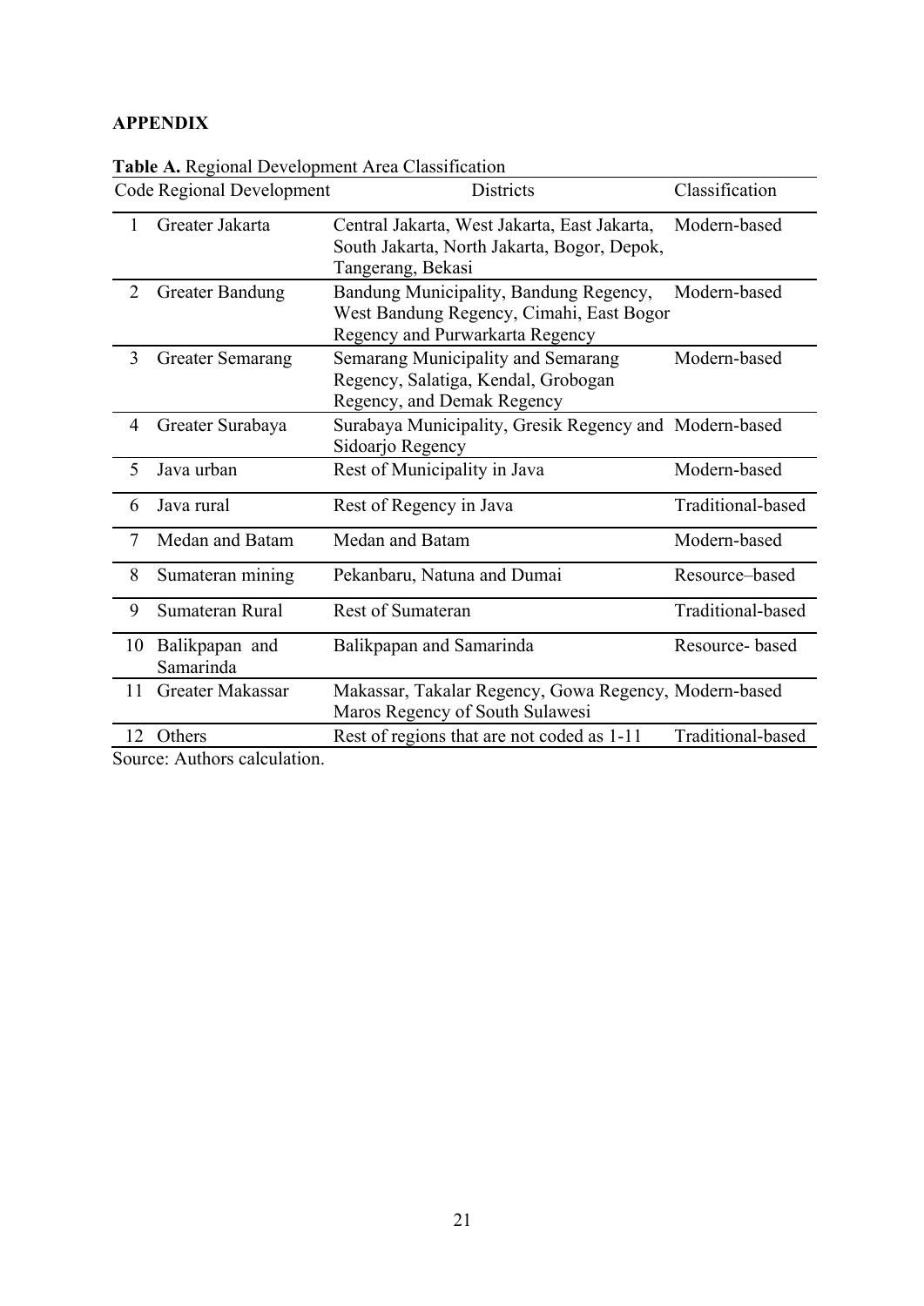## APPENDIX

**Table A.** Regional Development Area Classification

| Code | Regional Development | Districts | Classification |
|---|---|---|---|
| 1 | Greater Jakarta | Central Jakarta, West Jakarta, East Jakarta, South Jakarta, North Jakarta, Bogor, Depok, Tangerang, Bekasi | Modern-based |
| 2 | Greater Bandung | Bandung Municipality, Bandung Regency, West Bandung Regency, Cimahi, East Bogor Regency and Purwarkarta Regency | Modern-based |
| 3 | Greater Semarang | Semarang Municipality and Semarang Regency, Salatiga, Kendal, Grobogan Regency, and Demak Regency | Modern-based |
| 4 | Greater Surabaya | Surabaya Municipality, Gresik Regency and Sidoarjo Regency | Modern-based |
| 5 | Java urban | Rest of Municipality in Java | Modern-based |
| 6 | Java rural | Rest of Regency in Java | Traditional-based |
| 7 | Medan and Batam | Medan and Batam | Modern-based |
| 8 | Sumateran mining | Pekanbaru, Natuna and Dumai | Resource–based |
| 9 | Sumateran Rural | Rest of Sumateran | Traditional-based |
| 10 | Balikpapan and Samarinda | Balikpapan and Samarinda | Resource- based |
| 11 | Greater Makassar | Makassar, Takalar Regency, Gowa Regency, Maros Regency of South Sulawesi | Modern-based |
| 12 | Others | Rest of regions that are not coded as 1-11 | Traditional-based |

Source: Authors calculation.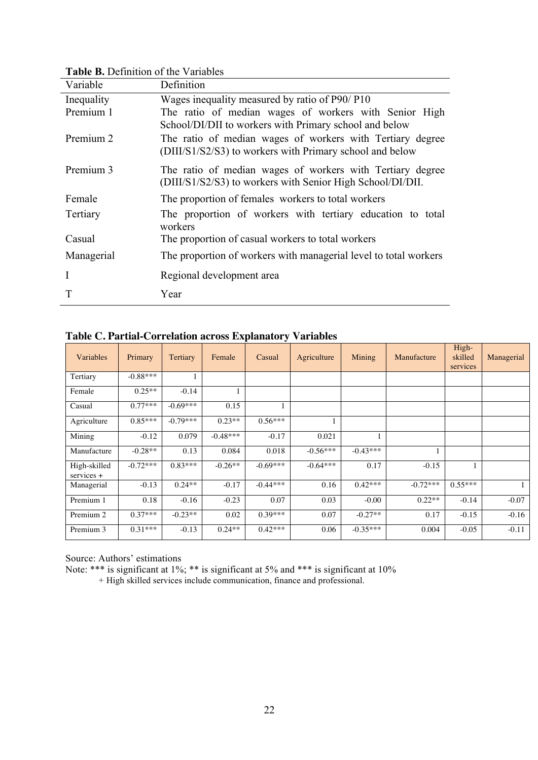**Table B.** Definition of the Variables

| Variable | Definition |
|---|---|
| Inequality | Wages inequality measured by ratio of P90/ P10 |
| Premium 1 | The ratio of median wages of workers with Senior High School/DI/DII to workers with Primary school and below |
| Premium 2 | The ratio of median wages of workers with Tertiary degree (DIII/S1/S2/S3) to workers with Primary school and below |
| Premium 3 | The ratio of median wages of workers with Tertiary degree (DIII/S1/S2/S3) to workers with Senior High School/DI/DII. |
| Female | The proportion of females workers to total workers |
| Tertiary | The proportion of workers with tertiary education to total workers |
| Casual | The proportion of casual workers to total workers |
| Managerial | The proportion of workers with managerial level to total workers |
| I | Regional development area |
| T | Year |

**Table C. Partial-Correlation across Explanatory Variables**

| Variables | Primary | Tertiary | Female | Casual | Agriculture | Mining | Manufacture | High-skilled services | Managerial |
|---|---|---|---|---|---|---|---|---|---|
| Tertiary | -0.88*** | 1 | | | | | | | |
| Female | 0.25** | -0.14 | 1 | | | | | | |
| Casual | 0.77*** | -0.69*** | 0.15 | 1 | | | | | |
| Agriculture | 0.85*** | -0.79*** | 0.23** | 0.56*** | 1 | | | | |
| Mining | -0.12 | 0.079 | -0.48*** | -0.17 | 0.021 | 1 | | | |
| Manufacture | -0.28** | 0.13 | 0.084 | 0.018 | -0.56*** | -0.43*** | 1 | | |
| High-skilled services + | -0.72*** | 0.83*** | -0.26** | -0.69*** | -0.64*** | 0.17 | -0.15 | 1 | |
| Managerial | -0.13 | 0.24** | -0.17 | -0.44*** | 0.16 | 0.42*** | -0.72*** | 0.55*** | 1 |
| Premium 1 | 0.18 | -0.16 | -0.23 | 0.07 | 0.03 | -0.00 | 0.22** | -0.14 | -0.07 |
| Premium 2 | 0.37*** | -0.23** | 0.02 | 0.39*** | 0.07 | -0.27** | 0.17 | -0.15 | -0.16 |
| Premium 3 | 0.31*** | -0.13 | 0.24** | 0.42*** | 0.06 | -0.35*** | 0.004 | -0.05 | -0.11 |

Source: Authors' estimations

Note: *** is significant at 1%; ** is significant at 5% and *** is significant at 10%

+ High skilled services include communication, finance and professional.